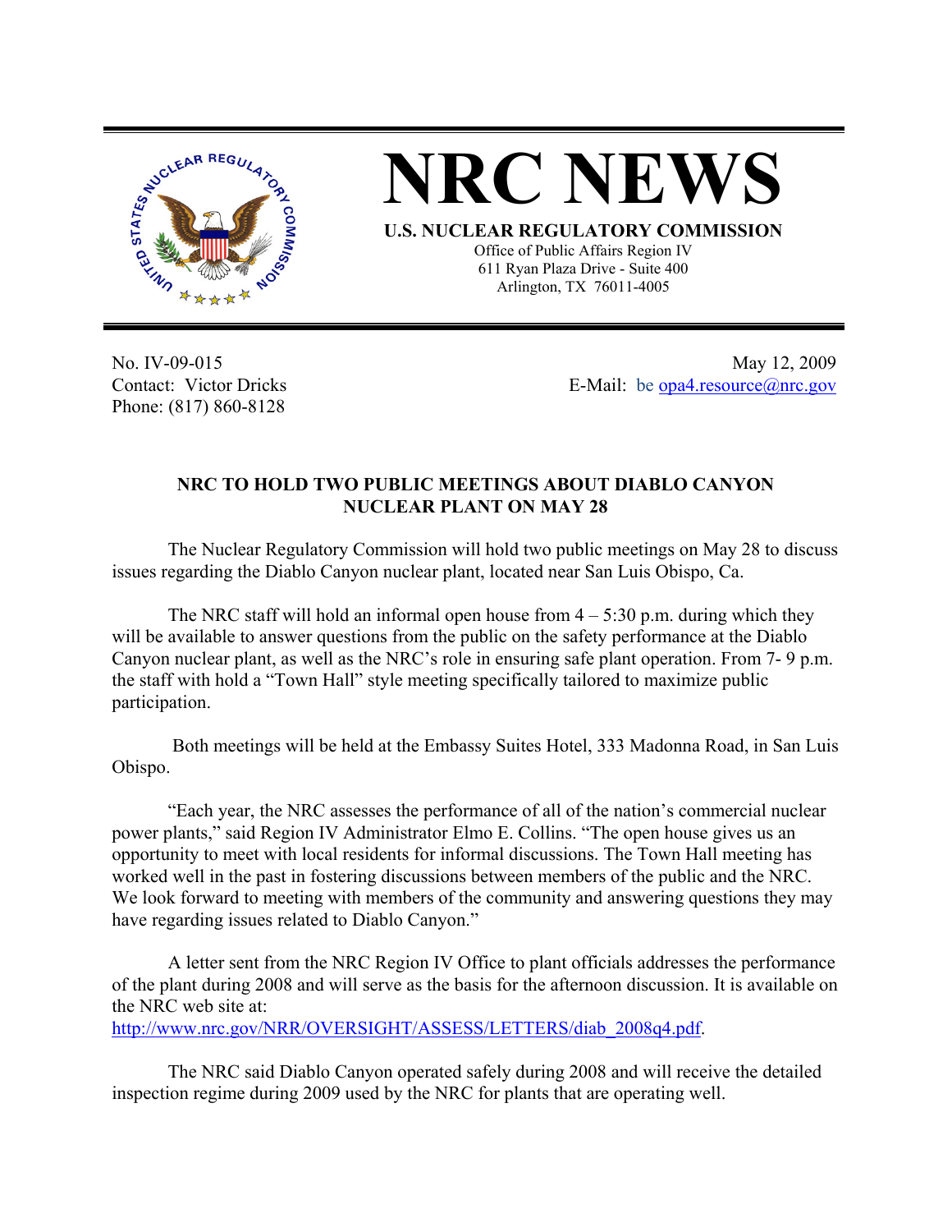# NRC NEWS

**U.S. NUCLEAR REGULATORY COMMISSION**

Office of Public Affairs Region IV
611 Ryan Plaza Drive - Suite 400
Arlington, TX 76011-4005

No. IV-09-015
Contact: Victor Dricks
Phone: (817) 860-8128

May 12, 2009
E-Mail: be opa4.resource@nrc.gov

## NRC TO HOLD TWO PUBLIC MEETINGS ABOUT DIABLO CANYON NUCLEAR PLANT ON MAY 28

The Nuclear Regulatory Commission will hold two public meetings on May 28 to discuss issues regarding the Diablo Canyon nuclear plant, located near San Luis Obispo, Ca.

The NRC staff will hold an informal open house from 4 – 5:30 p.m. during which they will be available to answer questions from the public on the safety performance at the Diablo Canyon nuclear plant, as well as the NRC's role in ensuring safe plant operation. From 7- 9 p.m. the staff with hold a "Town Hall" style meeting specifically tailored to maximize public participation.

Both meetings will be held at the Embassy Suites Hotel, 333 Madonna Road, in San Luis Obispo.

"Each year, the NRC assesses the performance of all of the nation's commercial nuclear power plants," said Region IV Administrator Elmo E. Collins. "The open house gives us an opportunity to meet with local residents for informal discussions. The Town Hall meeting has worked well in the past in fostering discussions between members of the public and the NRC. We look forward to meeting with members of the community and answering questions they may have regarding issues related to Diablo Canyon."

A letter sent from the NRC Region IV Office to plant officials addresses the performance of the plant during 2008 and will serve as the basis for the afternoon discussion. It is available on the NRC web site at:
http://www.nrc.gov/NRR/OVERSIGHT/ASSESS/LETTERS/diab_2008q4.pdf.

The NRC said Diablo Canyon operated safely during 2008 and will receive the detailed inspection regime during 2009 used by the NRC for plants that are operating well.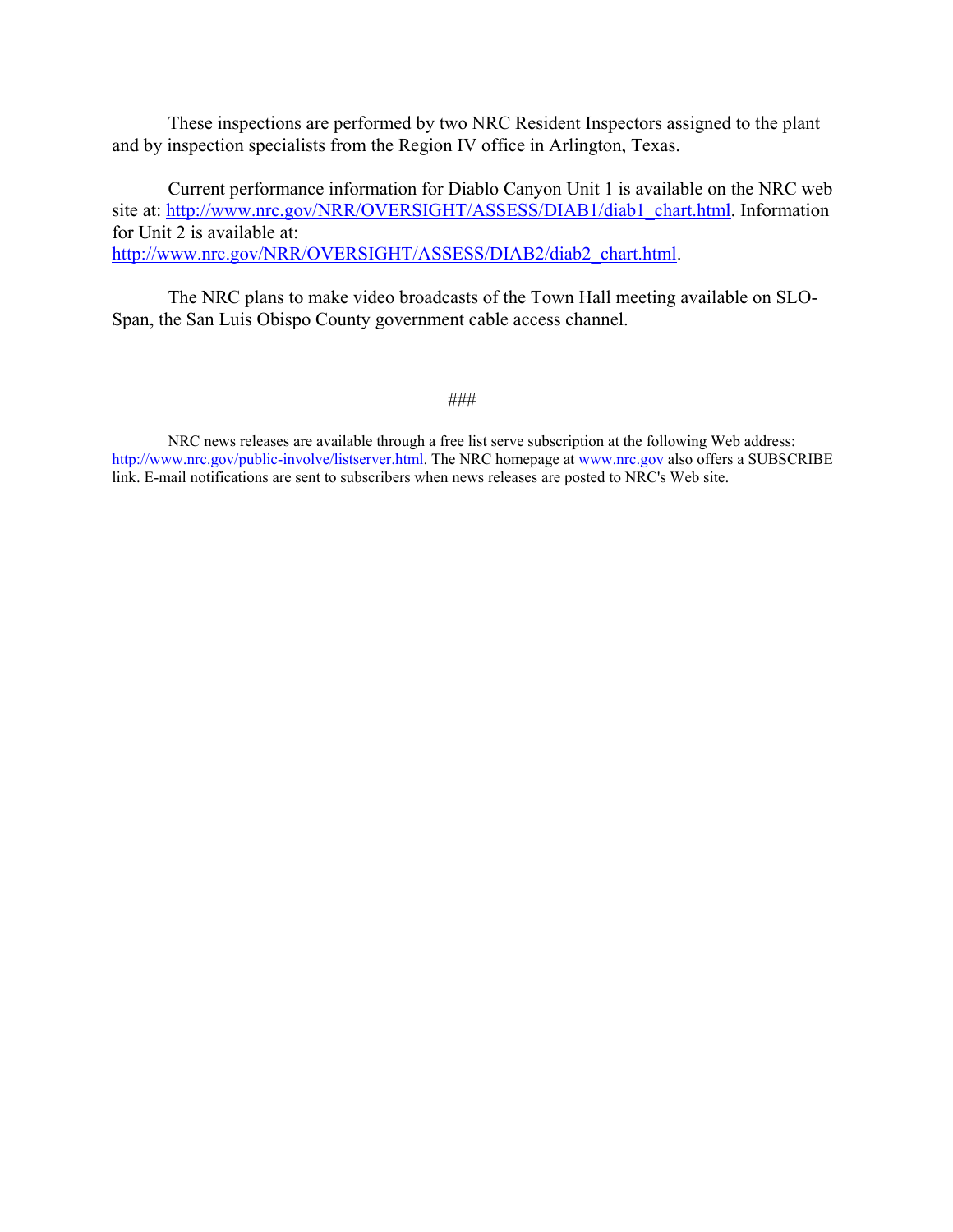These inspections are performed by two NRC Resident Inspectors assigned to the plant and by inspection specialists from the Region IV office in Arlington, Texas.

Current performance information for Diablo Canyon Unit 1 is available on the NRC web site at: http://www.nrc.gov/NRR/OVERSIGHT/ASSESS/DIAB1/diab1_chart.html. Information for Unit 2 is available at: http://www.nrc.gov/NRR/OVERSIGHT/ASSESS/DIAB2/diab2_chart.html.

The NRC plans to make video broadcasts of the Town Hall meeting available on SLO-Span, the San Luis Obispo County government cable access channel.

###

NRC news releases are available through a free list serve subscription at the following Web address: http://www.nrc.gov/public-involve/listserver.html. The NRC homepage at www.nrc.gov also offers a SUBSCRIBE link. E-mail notifications are sent to subscribers when news releases are posted to NRC's Web site.